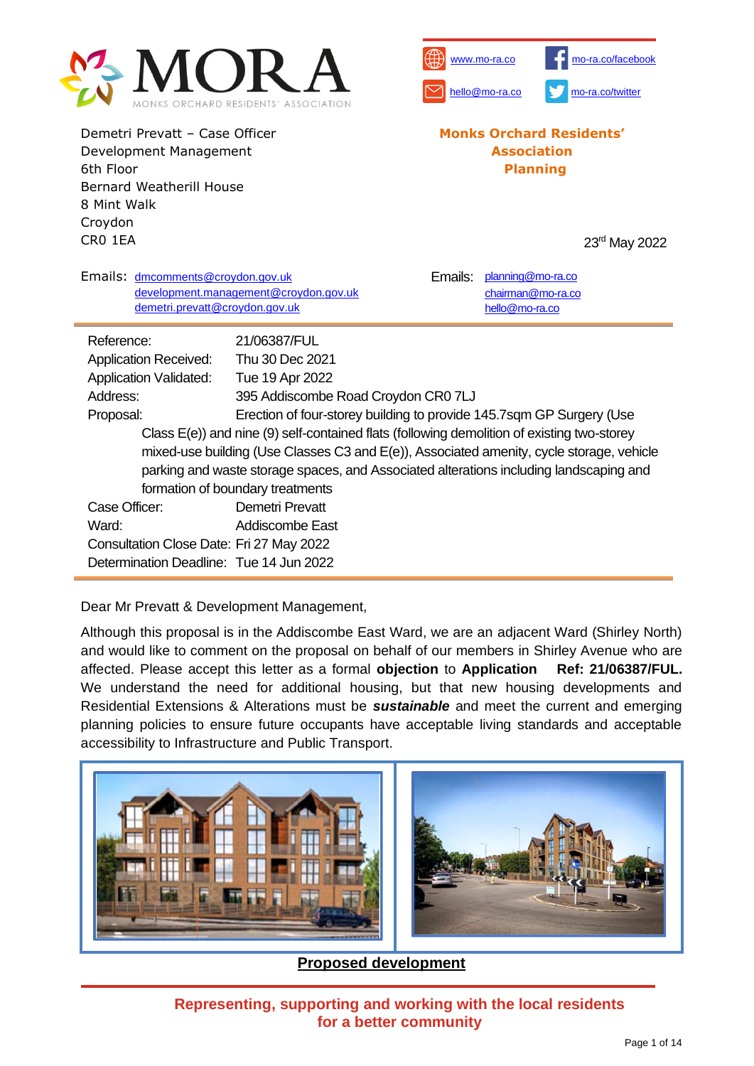MORA

MONKS ORCHARD RESIDENTS' ASSOCIATION

www.mo-ra.co | mo-ra.co/facebook

hello@mo-ra.co | mo-ra.co/twitter

Demetri Prevatt – Case Officer
Development Management
6th Floor
Bernard Weatherill House
8 Mint Walk
Croydon
CR0 1EA

**Monks Orchard Residents' Association**
**Planning**

23rd May 2022

Emails: dmcomments@croydon.gov.uk
development.management@croydon.gov.uk
demetri.prevatt@croydon.gov.uk

Emails: planning@mo-ra.co
chairman@mo-ra.co
hello@mo-ra.co

| | |
|---|---|
| Reference: | 21/06387/FUL |
| Application Received: | Thu 30 Dec 2021 |
| Application Validated: | Tue 19 Apr 2022 |
| Address: | 395 Addiscombe Road Croydon CR0 7LJ |
| Proposal: | Erection of four-storey building to provide 145.7sqm GP Surgery (Use Class E(e)) and nine (9) self-contained flats (following demolition of existing two-storey mixed-use building (Use Classes C3 and E(e)), Associated amenity, cycle storage, vehicle parking and waste storage spaces, and Associated alterations including landscaping and formation of boundary treatments |
| Case Officer: | Demetri Prevatt |
| Ward: | Addiscombe East |
| Consultation Close Date: | Fri 27 May 2022 |
| Determination Deadline: | Tue 14 Jun 2022 |

Dear Mr Prevatt & Development Management,

Although this proposal is in the Addiscombe East Ward, we are an adjacent Ward (Shirley North) and would like to comment on the proposal on behalf of our members in Shirley Avenue who are affected. Please accept this letter as a formal **objection** to **Application Ref: 21/06387/FUL.** We understand the need for additional housing, but that new housing developments and Residential Extensions & Alterations must be ***sustainable*** and meet the current and emerging planning policies to ensure future occupants have acceptable living standards and acceptable accessibility to Infrastructure and Public Transport.

**Proposed development**

**Representing, supporting and working with the local residents for a better community**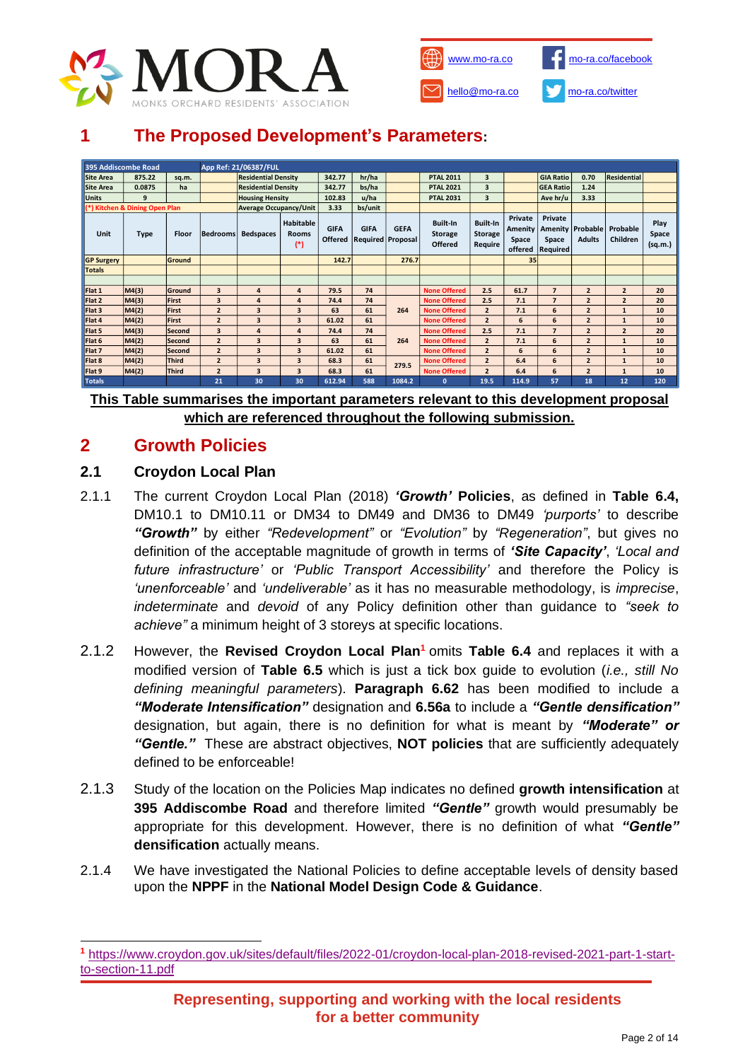# 1 The Proposed Development's Parameters:

| 395 Addiscombe Road | | | App Ref: 21/06387/FUL | | | | | | | | | | | | |
|---|---|---|---|---|---|---|---|---|---|---|---|---|---|---|---|
| Site Area | 875.22 | sq.m. | | Residential Density | | 342.77 | hr/ha | | PTAL 2011 | 3 | | GIA Ratio | 0.70 | Residential | |
| Site Area | 0.0875 | ha | | Residential Density | | 342.77 | bs/ha | | PTAL 2021 | 3 | | GEA Ratio | 1.24 | | |
| Units | 9 | | | Housing Hensity | | 102.83 | u/ha | | PTAL 2031 | 3 | | Ave hr/u | 3.33 | | |
| (*) Kitchen & Dining Open Plan | | | | Average Occupancy/Unit | | 3.33 | bs/unit | | | | | | | | |
| Unit | Type | Floor | Bedrooms | Bedspaces | Habitable Rooms (*) | GIFA Offered | GIFA Required | GEFA Proposal | Built-In Storage Offered | Built-In Storage Require | Private Amenity Space offered | Private Amenity Space Required | Probable Adults | Probable Children | Play Space (sq.m.) |
| GP Surgery | | Ground | | | | 142.7 | | 276.7 | | | 35 | | | | |
| Totals | | | | | | | | | | | | | | | |
| | | | | | | | | | | | | | | | |
| Flat 1 | M4(3) | Ground | 3 | 4 | 4 | 79.5 | 74 | | None Offered | 2.5 | 61.7 | 7 | 2 | 2 | 20 |
| Flat 2 | M4(3) | First | 3 | 4 | 4 | 74.4 | 74 | | None Offered | 2.5 | 7.1 | 7 | 2 | 2 | 20 |
| Flat 3 | M4(2) | First | 2 | 3 | 3 | 63 | 61 | 264 | None Offered | 2 | 7.1 | 6 | 2 | 1 | 10 |
| Flat 4 | M4(2) | First | 2 | 3 | 3 | 61.02 | 61 | | None Offered | 2 | 6 | 6 | 2 | 1 | 10 |
| Flat 5 | M4(3) | Second | 3 | 4 | 4 | 74.4 | 74 | | None Offered | 2.5 | 7.1 | 7 | 2 | 2 | 20 |
| Flat 6 | M4(2) | Second | 2 | 3 | 3 | 63 | 61 | 264 | None Offered | 2 | 7.1 | 6 | 2 | 1 | 10 |
| Flat 7 | M4(2) | Second | 2 | 3 | 3 | 61.02 | 61 | | None Offered | 2 | 6 | 6 | 2 | 1 | 10 |
| Flat 8 | M4(2) | Third | 2 | 3 | 3 | 68.3 | 61 | 279.5 | None Offered | 2 | 6.4 | 6 | 2 | 1 | 10 |
| Flat 9 | M4(2) | Third | 2 | 3 | 3 | 68.3 | 61 | | None Offered | 2 | 6.4 | 6 | 2 | 1 | 10 |
| Totals | | | 21 | 30 | 30 | 612.94 | 588 | 1084.2 | 0 | 19.5 | 114.9 | 57 | 18 | 12 | 120 |

**This Table summarises the important parameters relevant to this development proposal which are referenced throughout the following submission.**

# 2 Growth Policies

## 2.1 Croydon Local Plan

2.1.1 The current Croydon Local Plan (2018) ***'Growth'* Policies**, as defined in **Table 6.4,** DM10.1 to DM10.11 or DM34 to DM49 and DM36 to DM49 *'purports'* to describe ***"Growth"*** by either *"Redevelopment"* or *"Evolution"* by *"Regeneration"*, but gives no definition of the acceptable magnitude of growth in terms of ***'Site Capacity'***, *'Local and future infrastructure'* or *'Public Transport Accessibility'* and therefore the Policy is *'unenforceable'* and *'undeliverable'* as it has no measurable methodology, is *imprecise*, *indeterminate* and *devoid* of any Policy definition other than guidance to *"seek to achieve"* a minimum height of 3 storeys at specific locations.

2.1.2 However, the **Revised Croydon Local Plan**[1] omits **Table 6.4** and replaces it with a modified version of **Table 6.5** which is just a tick box guide to evolution (*i.e., still No defining meaningful parameters*). **Paragraph 6.62** has been modified to include a ***"Moderate Intensification"*** designation and **6.56a** to include a ***"Gentle densification"*** designation, but again, there is no definition for what is meant by ***"Moderate" or "Gentle."*** These are abstract objectives, **NOT policies** that are sufficiently adequately defined to be enforceable!

2.1.3 Study of the location on the Policies Map indicates no defined **growth intensification** at **395 Addiscombe Road** and therefore limited ***"Gentle"*** growth would presumably be appropriate for this development. However, there is no definition of what ***"Gentle"* densification** actually means.

2.1.4 We have investigated the National Policies to define acceptable levels of density based upon the **NPPF** in the **National Model Design Code & Guidance**.

[1] https://www.croydon.gov.uk/sites/default/files/2022-01/croydon-local-plan-2018-revised-2021-part-1-start-to-section-11.pdf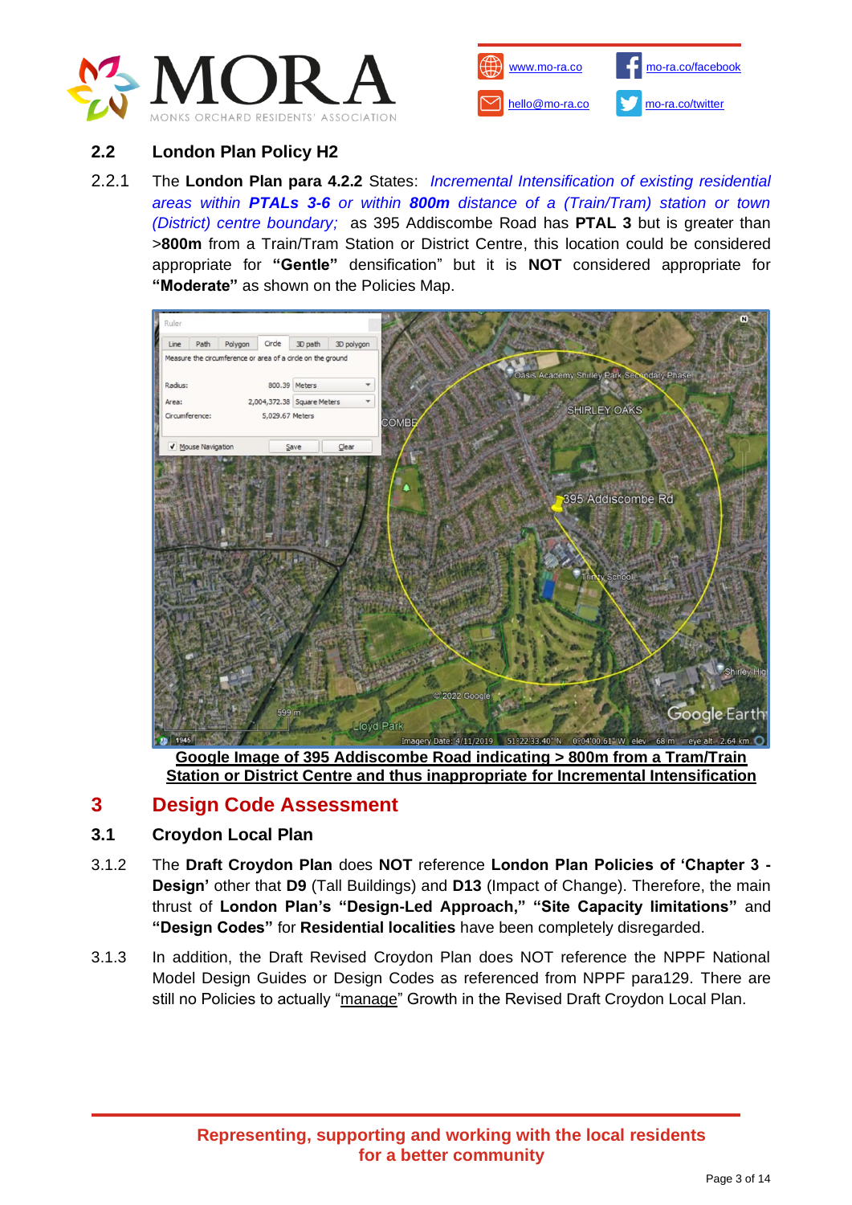## 2.2 London Plan Policy H2

2.2.1 The **London Plan para 4.2.2** States: *Incremental Intensification of existing residential areas within* ***PTALs 3-6*** *or within* ***800m*** *distance of a (Train/Tram) station or town (District) centre boundary;* as 395 Addiscombe Road has **PTAL 3** but is greater than >**800m** from a Train/Tram Station or District Centre, this location could be considered appropriate for **"Gentle"** densification" but it is **NOT** considered appropriate for **"Moderate"** as shown on the Policies Map.

**Google Image of 395 Addiscombe Road indicating > 800m from a Tram/Train Station or District Centre and thus inappropriate for Incremental Intensification**

# 3 Design Code Assessment

## 3.1 Croydon Local Plan

3.1.2 The **Draft Croydon Plan** does **NOT** reference **London Plan Policies of 'Chapter 3 - Design'** other that **D9** (Tall Buildings) and **D13** (Impact of Change). Therefore, the main thrust of **London Plan's "Design-Led Approach," "Site Capacity limitations"** and **"Design Codes"** for **Residential localities** have been completely disregarded.

3.1.3 In addition, the Draft Revised Croydon Plan does NOT reference the NPPF National Model Design Guides or Design Codes as referenced from NPPF para129. There are still no Policies to actually "manage" Growth in the Revised Draft Croydon Local Plan.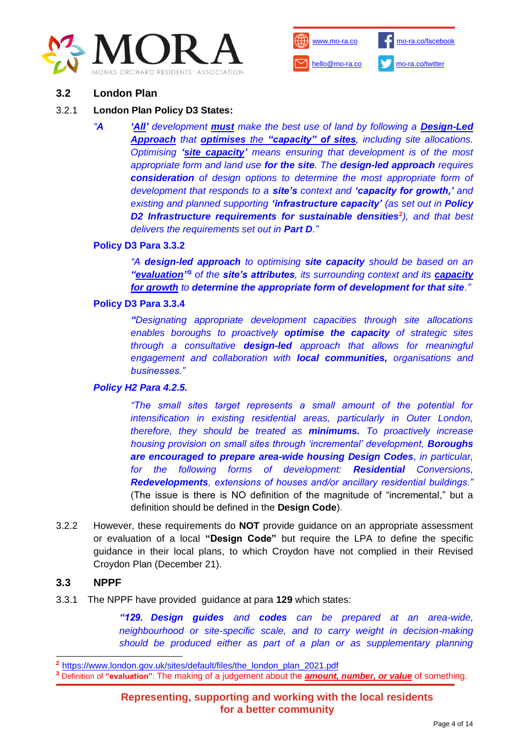## 3.2 London Plan

### 3.2.1 London Plan Policy D3 States:

*"A* ***'All'*** *development* ***must*** *make the best use of land by following a* ***Design-Led Approach*** *that* ***optimises*** *the* ***"capacity" of sites****, including site allocations. Optimising* ***'site capacity'*** *means ensuring that development is of the most appropriate form and land use* ***for the site****. The* ***design-led approach*** *requires* ***consideration*** *of design options to determine the most appropriate form of development that responds to a* ***site's*** *context and* ***'capacity for growth,'*** *and existing and planned supporting* ***'infrastructure capacity'*** *(as set out in* ***Policy D2 Infrastructure requirements for sustainable densities***[2]*), and that best delivers the requirements set out in* ***Part D****."*

**Policy D3 Para 3.3.2**

*"A* ***design-led approach*** *to optimising* ***site capacity*** *should be based on an* ***"evaluation"***[3] *of the* ***site's attributes****, its surrounding context and its* ***capacity for growth*** *to* ***determine the appropriate form of development for that site****."*

**Policy D3 Para 3.3.4**

*"Designating appropriate development capacities through site allocations enables boroughs to proactively* ***optimise the capacity*** *of strategic sites through a consultative* ***design-led*** *approach that allows for meaningful engagement and collaboration with* ***local communities,*** *organisations and businesses."*

***Policy H2 Para 4.2.5.***

*"The small sites target represents a small amount of the potential for intensification in existing residential areas, particularly in Outer London, therefore, they should be treated as* ***minimums.*** *To proactively increase housing provision on small sites through 'incremental' development,* ***Boroughs are encouraged to prepare area-wide housing Design Codes****, in particular, for the following forms of development:* ***Residential*** *Conversions,* ***Redevelopments****, extensions of houses and/or ancillary residential buildings."*
(The issue is there is NO definition of the magnitude of "incremental," but a definition should be defined in the **Design Code**).

3.2.2 However, these requirements do **NOT** provide guidance on an appropriate assessment or evaluation of a local **"Design Code"** but require the LPA to define the specific guidance in their local plans, to which Croydon have not complied in their Revised Croydon Plan (December 21).

## 3.3 NPPF

3.3.1 The NPPF have provided guidance at para **129** which states:

***"129. Design guides*** *and* ***codes*** *can be prepared at an area-wide, neighbourhood or site-specific scale, and to carry weight in decision-making should be produced either as part of a plan or as supplementary planning*

---

[2] https://www.london.gov.uk/sites/default/files/the_london_plan_2021.pdf

[3] Definition of **"evaluation"**: The making of a judgement about the ***amount, number, or value*** of something.

**Representing, supporting and working with the local residents for a better community**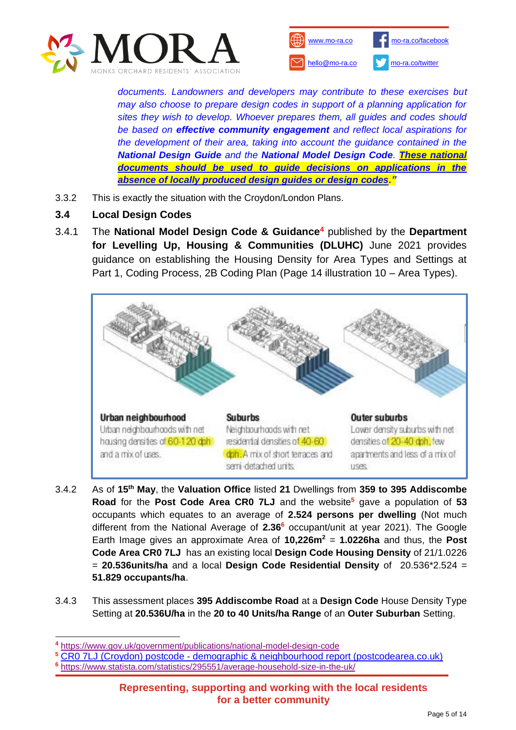*documents. Landowners and developers may contribute to these exercises but may also choose to prepare design codes in support of a planning application for sites they wish to develop. Whoever prepares them, all guides and codes should be based on **effective community engagement** and reflect local aspirations for the development of their area, taking into account the guidance contained in the **National Design Guide** and the **National Model Design Code**. **<u>These national documents should be used to guide decisions on applications in the absence of locally produced design guides or design codes</u>."***

3.3.2 This is exactly the situation with the Croydon/London Plans.

### 3.4 Local Design Codes

3.4.1 The **National Model Design Code & Guidance**[4] published by the **Department for Levelling Up, Housing & Communities (DLUHC)** June 2021 provides guidance on establishing the Housing Density for Area Types and Settings at Part 1, Coding Process, 2B Coding Plan (Page 14 illustration 10 – Area Types).

**Urban neighbourhood**
Urban neighbourhoods with net housing densities of 60-120 dph and a mix of uses.

**Suburbs**
Neighbourhoods with net residential densities of 40-60 dph. A mix of short terraces and semi-detached units.

**Outer suburbs**
Lower density suburbs with net densities of 20-40 dph, few apartments and less of a mix of uses.

3.4.2 As of **15th May**, the **Valuation Office** listed **21** Dwellings from **359 to 395 Addiscombe Road** for the **Post Code Area CR0 7LJ** and the website[5] gave a population of **53** occupants which equates to an average of **2.524 persons per dwelling** (Not much different from the National Average of **2.36**[6] occupant/unit at year 2021). The Google Earth Image gives an approximate Area of **10,226m²** = **1.0226ha** and thus, the **Post Code Area CR0 7LJ** has an existing local **Design Code Housing Density** of 21/1.0226 = **20.536units/ha** and a local **Design Code Residential Density** of 20.536*2.524 = **51.829 occupants/ha**.

3.4.3 This assessment places **395 Addiscombe Road** at a **Design Code** House Density Type Setting at **20.536U/ha** in the **20 to 40 Units/ha Range** of an **Outer Suburban** Setting.

---

[4] https://www.gov.uk/government/publications/national-model-design-code

[5] CR0 7LJ (Croydon) postcode - demographic & neighbourhood report (postcodearea.co.uk)

[6] https://www.statista.com/statistics/295551/average-household-size-in-the-uk/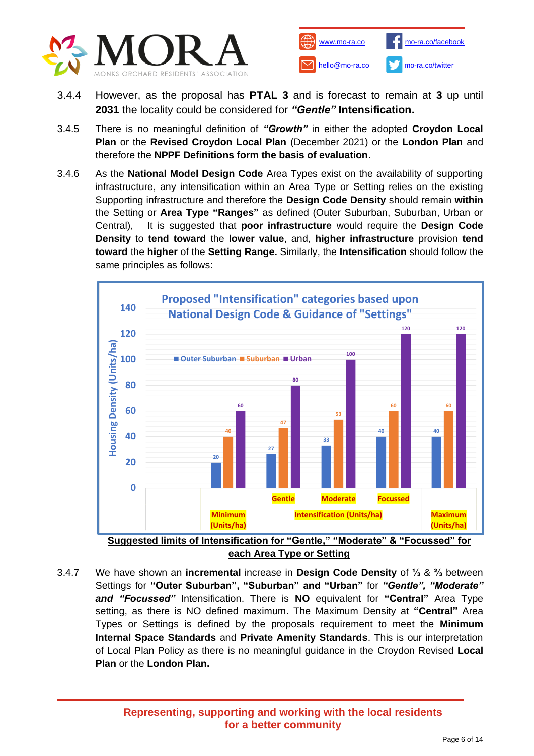3.4.4 However, as the proposal has **PTAL 3** and is forecast to remain at **3** up until **2031** the locality could be considered for ***"Gentle"*** **Intensification.**

3.4.5 There is no meaningful definition of ***"Growth"*** in either the adopted **Croydon Local Plan** or the **Revised Croydon Local Plan** (December 2021) or the **London Plan** and therefore the **NPPF Definitions form the basis of evaluation**.

3.4.6 As the **National Model Design Code** Area Types exist on the availability of supporting infrastructure, any intensification within an Area Type or Setting relies on the existing Supporting infrastructure and therefore the **Design Code Density** should remain **within** the Setting or **Area Type "Ranges"** as defined (Outer Suburban, Suburban, Urban or Central), It is suggested that **poor infrastructure** would require the **Design Code Density** to **tend toward** the **lower value**, and, **higher infrastructure** provision **tend toward** the **higher** of the **Setting Range.** Similarly, the **Intensification** should follow the same principles as follows:

**Proposed "Intensification" categories based upon National Design Code & Guidance of "Settings"**

Housing Density (Units/ha)

| | Minimum (Units/ha) | Gentle | Moderate | Focussed | Maximum (Units/ha) |
|---|---|---|---|---|---|
| Outer Suburban | 20 | 27 | 33 | 40 | 40 |
| Suburban | 40 | 47 | 53 | 60 | 60 |
| Urban | 60 | 80 | 100 | 120 | 120 |

(Gentle, Moderate and Focussed: Intensification (Units/ha))

**Suggested limits of Intensification for "Gentle," "Moderate" & "Focussed" for each Area Type or Setting**

3.4.7 We have shown an **incremental** increase in **Design Code Density** of ⅓ & ⅔ between Settings for **"Outer Suburban", "Suburban" and "Urban"** for ***"Gentle", "Moderate" and "Focussed"*** Intensification. There is **NO** equivalent for **"Central"** Area Type setting, as there is NO defined maximum. The Maximum Density at **"Central"** Area Types or Settings is defined by the proposals requirement to meet the **Minimum Internal Space Standards** and **Private Amenity Standards**. This is our interpretation of Local Plan Policy as there is no meaningful guidance in the Croydon Revised **Local Plan** or the **London Plan.**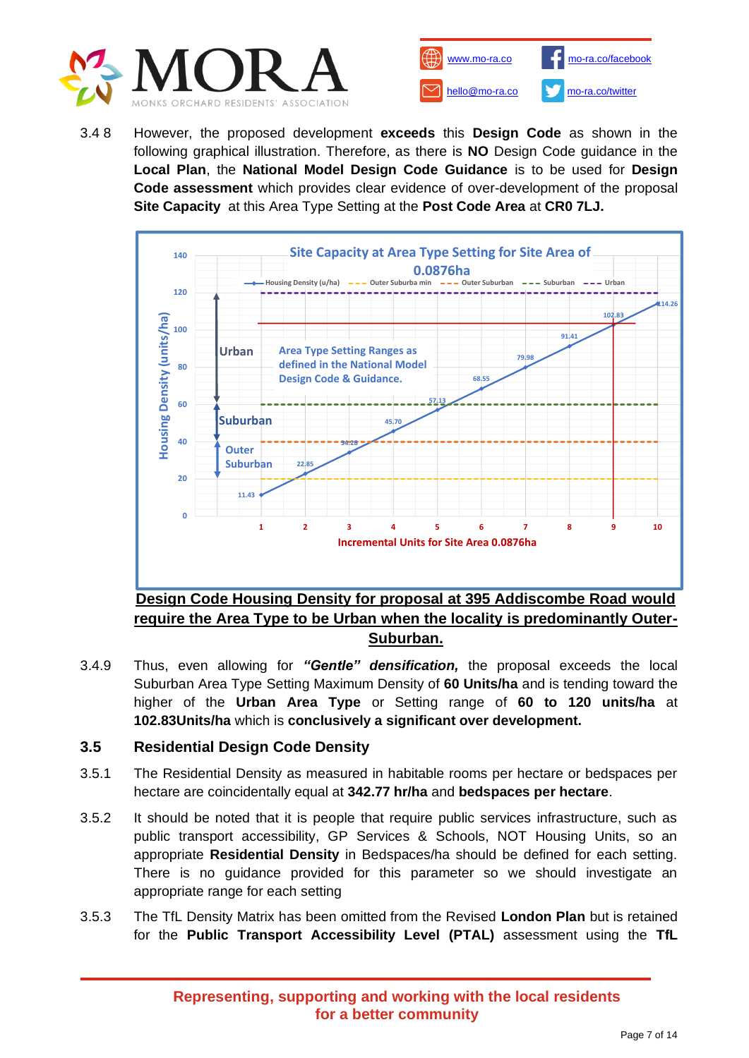3.4 8 However, the proposed development **exceeds** this **Design Code** as shown in the following graphical illustration. Therefore, as there is **NO** Design Code guidance in the **Local Plan**, the **National Model Design Code Guidance** is to be used for **Design Code assessment** which provides clear evidence of over-development of the proposal **Site Capacity** at this Area Type Setting at the **Post Code Area** at **CR0 7LJ.**

**<u>Design Code Housing Density for proposal at 395 Addiscombe Road would require the Area Type to be Urban when the locality is predominantly Outer-Suburban.</u>**

3.4.9 Thus, even allowing for ***"Gentle" densification,*** the proposal exceeds the local Suburban Area Type Setting Maximum Density of **60 Units/ha** and is tending toward the higher of the **Urban Area Type** or Setting range of **60 to 120 units/ha** at **102.83Units/ha** which is **conclusively a significant over development.**

## 3.5 Residential Design Code Density

3.5.1 The Residential Density as measured in habitable rooms per hectare or bedspaces per hectare are coincidentally equal at **342.77 hr/ha** and **bedspaces per hectare**.

3.5.2 It should be noted that it is people that require public services infrastructure, such as public transport accessibility, GP Services & Schools, NOT Housing Units, so an appropriate **Residential Density** in Bedspaces/ha should be defined for each setting. There is no guidance provided for this parameter so we should investigate an appropriate range for each setting

3.5.3 The TfL Density Matrix has been omitted from the Revised **London Plan** but is retained for the **Public Transport Accessibility Level (PTAL)** assessment using the **TfL**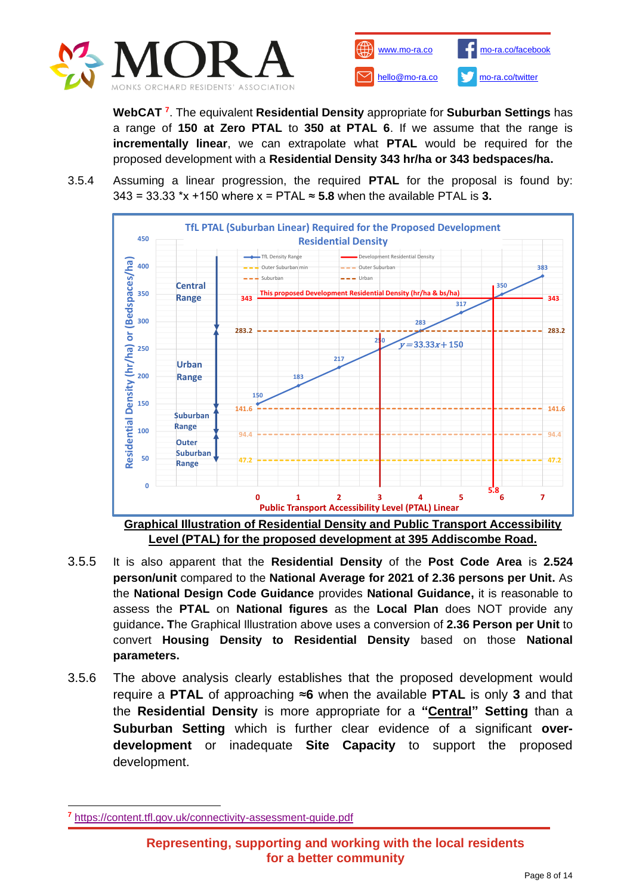**WebCAT** [7]. The equivalent **Residential Density** appropriate for **Suburban Settings** has a range of **150 at Zero PTAL** to **350 at PTAL 6**. If we assume that the range is **incrementally linear**, we can extrapolate what **PTAL** would be required for the proposed development with a **Residential Density 343 hr/ha or 343 bedspaces/ha.**

3.5.4 Assuming a linear progression, the required **PTAL** for the proposal is found by: 343 = 33.33 *x +150 where x = PTAL ≈ **5.8** when the available PTAL is **3.**

**Graphical Illustration of Residential Density and Public Transport Accessibility Level (PTAL) for the proposed development at 395 Addiscombe Road.**

3.5.5 It is also apparent that the **Residential Density** of the **Post Code Area** is **2.524 person/unit** compared to the **National Average for 2021 of 2.36 persons per Unit.** As the **National Design Code Guidance** provides **National Guidance,** it is reasonable to assess the **PTAL** on **National figures** as the **Local Plan** does NOT provide any guidance**. T**he Graphical Illustration above uses a conversion of **2.36 Person per Unit** to convert **Housing Density to Residential Density** based on those **National parameters.**

3.5.6 The above analysis clearly establishes that the proposed development would require a **PTAL** of approaching **≈6** when the available **PTAL** is only **3** and that the **Residential Density** is more appropriate for a **"Central" Setting** than a **Suburban Setting** which is further clear evidence of a significant **over-development** or inadequate **Site Capacity** to support the proposed development.

---

[7] https://content.tfl.gov.uk/connectivity-assessment-guide.pdf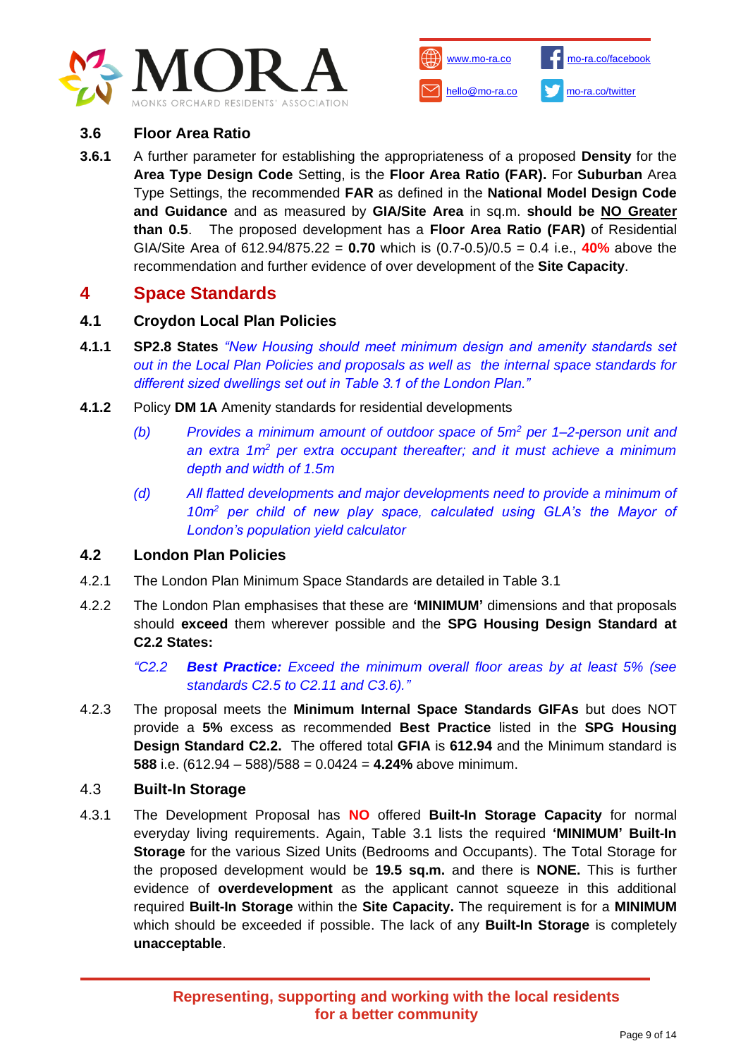### 3.6 Floor Area Ratio

**3.6.1** A further parameter for establishing the appropriateness of a proposed **Density** for the **Area Type Design Code** Setting, is the **Floor Area Ratio (FAR).** For **Suburban** Area Type Settings, the recommended **FAR** as defined in the **National Model Design Code and Guidance** and as measured by **GIA/Site Area** in sq.m. **should be <u>NO Greater</u> than 0.5**. The proposed development has a **Floor Area Ratio (FAR)** of Residential GIA/Site Area of 612.94/875.22 = **0.70** which is (0.7-0.5)/0.5 = 0.4 i.e., **40%** above the recommendation and further evidence of over development of the **Site Capacity**.

## 4 Space Standards

### 4.1 Croydon Local Plan Policies

**4.1.1** **SP2.8 States** *"New Housing should meet minimum design and amenity standards set out in the Local Plan Policies and proposals as well as the internal space standards for different sized dwellings set out in Table 3.1 of the London Plan."*

**4.1.2** Policy **DM 1A** Amenity standards for residential developments

*(b)* *Provides a minimum amount of outdoor space of 5m$^2$ per 1–2-person unit and an extra 1m$^2$ per extra occupant thereafter; and it must achieve a minimum depth and width of 1.5m*

*(d)* *All flatted developments and major developments need to provide a minimum of 10m$^2$ per child of new play space, calculated using GLA's the Mayor of London's population yield calculator*

### 4.2 London Plan Policies

4.2.1 The London Plan Minimum Space Standards are detailed in Table 3.1

4.2.2 The London Plan emphasises that these are **'MINIMUM'** dimensions and that proposals should **exceed** them wherever possible and the **SPG Housing Design Standard at C2.2 States:**

*"C2.2* ***Best Practice:*** *Exceed the minimum overall floor areas by at least 5% (see standards C2.5 to C2.11 and C3.6)."*

4.2.3 The proposal meets the **Minimum Internal Space Standards GIFAs** but does NOT provide a **5%** excess as recommended **Best Practice** listed in the **SPG Housing Design Standard C2.2.** The offered total **GFIA** is **612.94** and the Minimum standard is **588** i.e. (612.94 – 588)/588 = 0.0424 = **4.24%** above minimum.

### 4.3 Built-In Storage

4.3.1 The Development Proposal has **NO** offered **Built-In Storage Capacity** for normal everyday living requirements. Again, Table 3.1 lists the required **'MINIMUM' Built-In Storage** for the various Sized Units (Bedrooms and Occupants). The Total Storage for the proposed development would be **19.5 sq.m.** and there is **NONE.** This is further evidence of **overdevelopment** as the applicant cannot squeeze in this additional required **Built-In Storage** within the **Site Capacity.** The requirement is for a **MINIMUM** which should be exceeded if possible. The lack of any **Built-In Storage** is completely **unacceptable**.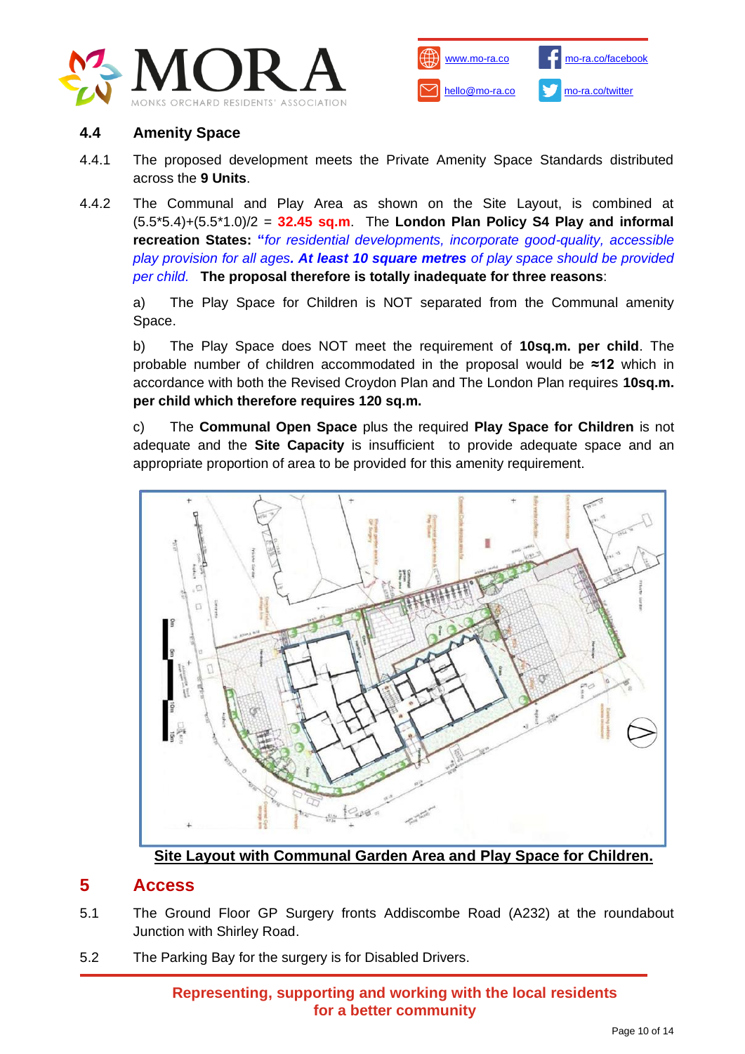### 4.4 Amenity Space

4.4.1 The proposed development meets the Private Amenity Space Standards distributed across the **9 Units**.

4.4.2 The Communal and Play Area as shown on the Site Layout, is combined at (5.5*5.4)+(5.5*1.0)/2 = **32.45 sq.m**. The **London Plan Policy S4 Play and informal recreation States: "***for residential developments, incorporate good-quality, accessible play provision for all ages. **At least 10 square metres** of play space should be provided per child.* **The proposal therefore is totally inadequate for three reasons**:

a) The Play Space for Children is NOT separated from the Communal amenity Space.

b) The Play Space does NOT meet the requirement of **10sq.m. per child**. The probable number of children accommodated in the proposal would be **≈12** which in accordance with both the Revised Croydon Plan and The London Plan requires **10sq.m. per child which therefore requires 120 sq.m.**

c) The **Communal Open Space** plus the required **Play Space for Children** is not adequate and the **Site Capacity** is insufficient to provide adequate space and an appropriate proportion of area to be provided for this amenity requirement.

**Site Layout with Communal Garden Area and Play Space for Children.**

## 5 Access

5.1 The Ground Floor GP Surgery fronts Addiscombe Road (A232) at the roundabout Junction with Shirley Road.

5.2 The Parking Bay for the surgery is for Disabled Drivers.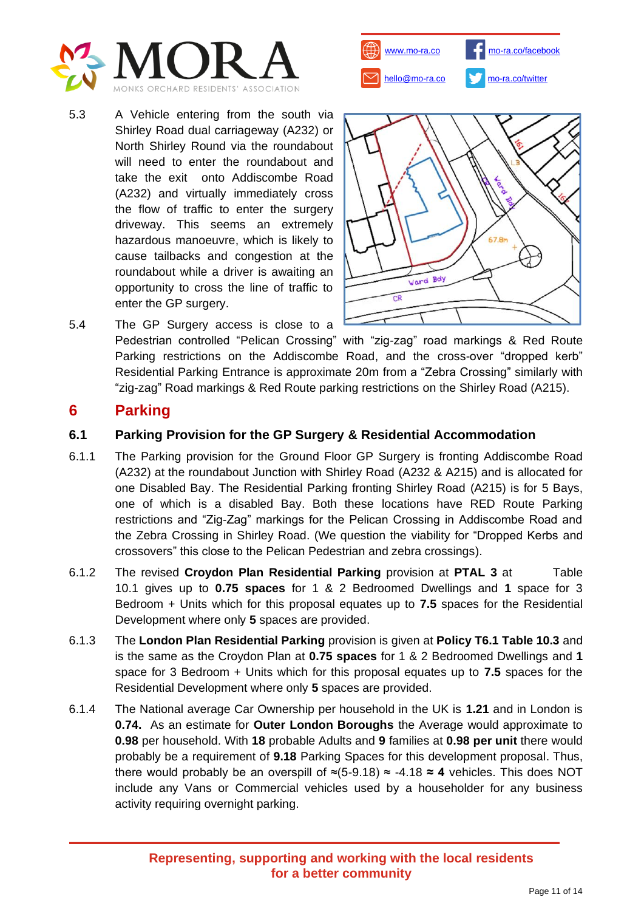5.3 A Vehicle entering from the south via Shirley Road dual carriageway (A232) or North Shirley Round via the roundabout will need to enter the roundabout and take the exit onto Addiscombe Road (A232) and virtually immediately cross the flow of traffic to enter the surgery driveway. This seems an extremely hazardous manoeuvre, which is likely to cause tailbacks and congestion at the roundabout while a driver is awaiting an opportunity to cross the line of traffic to enter the GP surgery.

5.4 The GP Surgery access is close to a Pedestrian controlled "Pelican Crossing" with "zig-zag" road markings & Red Route Parking restrictions on the Addiscombe Road, and the cross-over "dropped kerb" Residential Parking Entrance is approximate 20m from a "Zebra Crossing" similarly with "zig-zag" Road markings & Red Route parking restrictions on the Shirley Road (A215).

# 6 Parking

## 6.1 Parking Provision for the GP Surgery & Residential Accommodation

6.1.1 The Parking provision for the Ground Floor GP Surgery is fronting Addiscombe Road (A232) at the roundabout Junction with Shirley Road (A232 & A215) and is allocated for one Disabled Bay. The Residential Parking fronting Shirley Road (A215) is for 5 Bays, one of which is a disabled Bay. Both these locations have RED Route Parking restrictions and "Zig-Zag" markings for the Pelican Crossing in Addiscombe Road and the Zebra Crossing in Shirley Road. (We question the viability for "Dropped Kerbs and crossovers" this close to the Pelican Pedestrian and zebra crossings).

6.1.2 The revised **Croydon Plan Residential Parking** provision at **PTAL 3** at Table 10.1 gives up to **0.75 spaces** for 1 & 2 Bedroomed Dwellings and **1** space for 3 Bedroom + Units which for this proposal equates up to **7.5** spaces for the Residential Development where only **5** spaces are provided.

6.1.3 The **London Plan Residential Parking** provision is given at **Policy T6.1 Table 10.3** and is the same as the Croydon Plan at **0.75 spaces** for 1 & 2 Bedroomed Dwellings and **1** space for 3 Bedroom + Units which for this proposal equates up to **7.5** spaces for the Residential Development where only **5** spaces are provided.

6.1.4 The National average Car Ownership per household in the UK is **1.21** and in London is **0.74.** As an estimate for **Outer London Boroughs** the Average would approximate to **0.98** per household. With **18** probable Adults and **9** families at **0.98 per unit** there would probably be a requirement of **9.18** Parking Spaces for this development proposal. Thus, there would probably be an overspill of ≈(5-9.18) ≈ -4.18 **≈ 4** vehicles. This does NOT include any Vans or Commercial vehicles used by a householder for any business activity requiring overnight parking.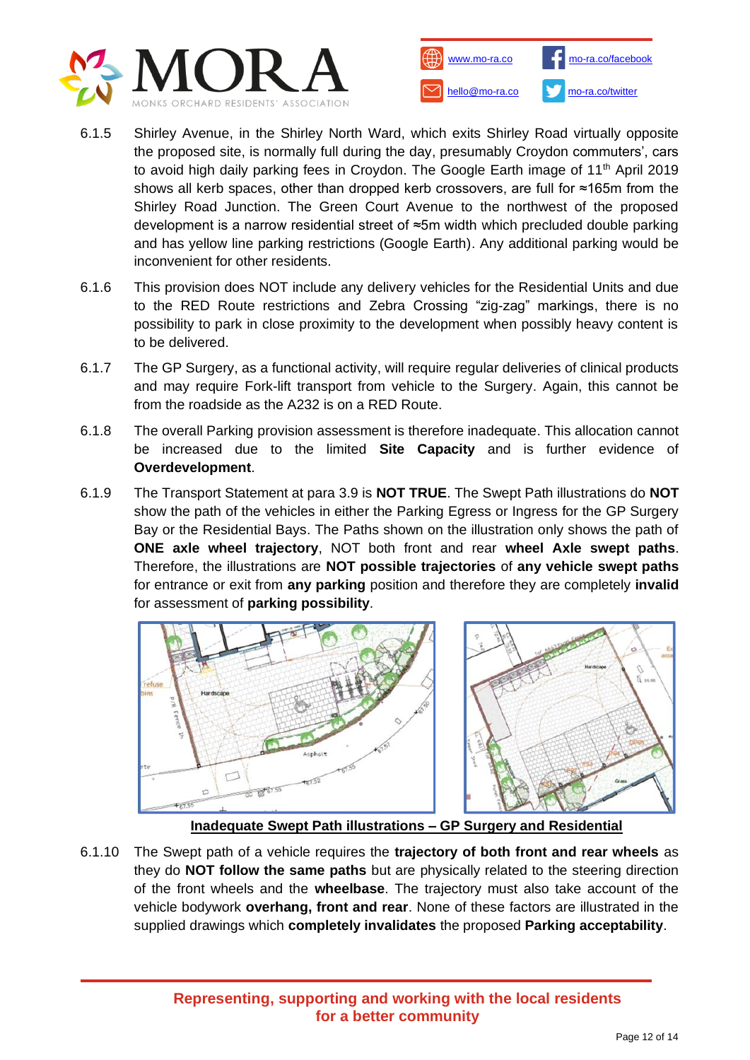6.1.5 Shirley Avenue, in the Shirley North Ward, which exits Shirley Road virtually opposite the proposed site, is normally full during the day, presumably Croydon commuters', cars to avoid high daily parking fees in Croydon. The Google Earth image of 11th April 2019 shows all kerb spaces, other than dropped kerb crossovers, are full for ≈165m from the Shirley Road Junction. The Green Court Avenue to the northwest of the proposed development is a narrow residential street of ≈5m width which precluded double parking and has yellow line parking restrictions (Google Earth). Any additional parking would be inconvenient for other residents.

6.1.6 This provision does NOT include any delivery vehicles for the Residential Units and due to the RED Route restrictions and Zebra Crossing "zig-zag" markings, there is no possibility to park in close proximity to the development when possibly heavy content is to be delivered.

6.1.7 The GP Surgery, as a functional activity, will require regular deliveries of clinical products and may require Fork-lift transport from vehicle to the Surgery. Again, this cannot be from the roadside as the A232 is on a RED Route.

6.1.8 The overall Parking provision assessment is therefore inadequate. This allocation cannot be increased due to the limited **Site Capacity** and is further evidence of **Overdevelopment**.

6.1.9 The Transport Statement at para 3.9 is **NOT TRUE**. The Swept Path illustrations do **NOT** show the path of the vehicles in either the Parking Egress or Ingress for the GP Surgery Bay or the Residential Bays. The Paths shown on the illustration only shows the path of **ONE axle wheel trajectory**, NOT both front and rear **wheel Axle swept paths**. Therefore, the illustrations are **NOT possible trajectories** of **any vehicle swept paths** for entrance or exit from **any parking** position and therefore they are completely **invalid** for assessment of **parking possibility**.

**Inadequate Swept Path illustrations – GP Surgery and Residential**

6.1.10 The Swept path of a vehicle requires the **trajectory of both front and rear wheels** as they do **NOT follow the same paths** but are physically related to the steering direction of the front wheels and the **wheelbase**. The trajectory must also take account of the vehicle bodywork **overhang, front and rear**. None of these factors are illustrated in the supplied drawings which **completely invalidates** the proposed **Parking acceptability**.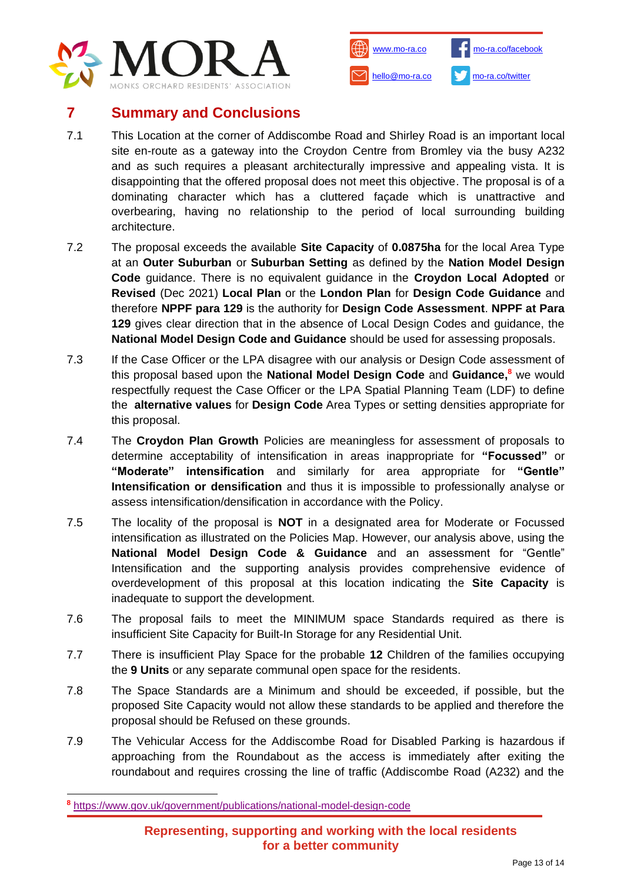# 7 Summary and Conclusions

7.1 This Location at the corner of Addiscombe Road and Shirley Road is an important local site en-route as a gateway into the Croydon Centre from Bromley via the busy A232 and as such requires a pleasant architecturally impressive and appealing vista. It is disappointing that the offered proposal does not meet this objective. The proposal is of a dominating character which has a cluttered façade which is unattractive and overbearing, having no relationship to the period of local surrounding building architecture.

7.2 The proposal exceeds the available **Site Capacity** of **0.0875ha** for the local Area Type at an **Outer Suburban** or **Suburban Setting** as defined by the **Nation Model Design Code** guidance. There is no equivalent guidance in the **Croydon Local Adopted** or **Revised** (Dec 2021) **Local Plan** or the **London Plan** for **Design Code Guidance** and therefore **NPPF para 129** is the authority for **Design Code Assessment**. **NPPF at Para 129** gives clear direction that in the absence of Local Design Codes and guidance, the **National Model Design Code and Guidance** should be used for assessing proposals.

7.3 If the Case Officer or the LPA disagree with our analysis or Design Code assessment of this proposal based upon the **National Model Design Code** and **Guidance,**[8] we would respectfully request the Case Officer or the LPA Spatial Planning Team (LDF) to define the **alternative values** for **Design Code** Area Types or setting densities appropriate for this proposal.

7.4 The **Croydon Plan Growth** Policies are meaningless for assessment of proposals to determine acceptability of intensification in areas inappropriate for **"Focussed"** or **"Moderate" intensification** and similarly for area appropriate for **"Gentle" Intensification or densification** and thus it is impossible to professionally analyse or assess intensification/densification in accordance with the Policy.

7.5 The locality of the proposal is **NOT** in a designated area for Moderate or Focussed intensification as illustrated on the Policies Map. However, our analysis above, using the **National Model Design Code & Guidance** and an assessment for "Gentle" Intensification and the supporting analysis provides comprehensive evidence of overdevelopment of this proposal at this location indicating the **Site Capacity** is inadequate to support the development.

7.6 The proposal fails to meet the MINIMUM space Standards required as there is insufficient Site Capacity for Built-In Storage for any Residential Unit.

7.7 There is insufficient Play Space for the probable **12** Children of the families occupying the **9 Units** or any separate communal open space for the residents.

7.8 The Space Standards are a Minimum and should be exceeded, if possible, but the proposed Site Capacity would not allow these standards to be applied and therefore the proposal should be Refused on these grounds.

7.9 The Vehicular Access for the Addiscombe Road for Disabled Parking is hazardous if approaching from the Roundabout as the access is immediately after exiting the roundabout and requires crossing the line of traffic (Addiscombe Road (A232) and the

---

[8] https://www.gov.uk/government/publications/national-model-design-code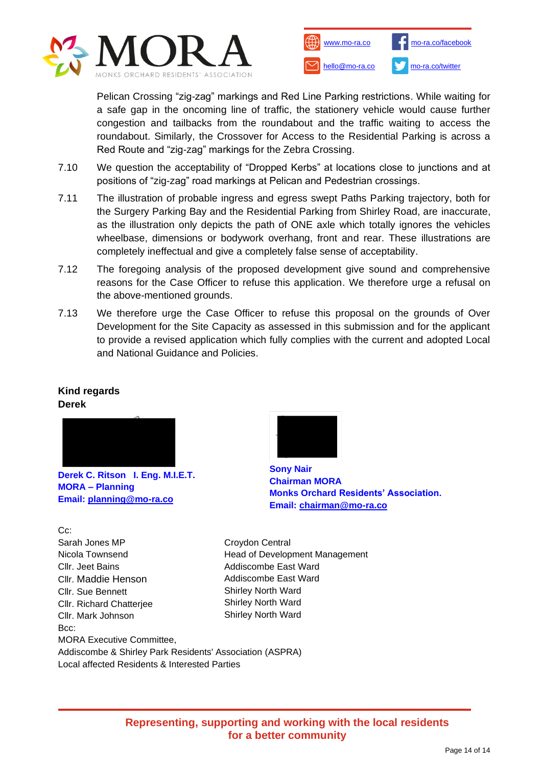Pelican Crossing "zig-zag" markings and Red Line Parking restrictions. While waiting for a safe gap in the oncoming line of traffic, the stationery vehicle would cause further congestion and tailbacks from the roundabout and the traffic waiting to access the roundabout. Similarly, the Crossover for Access to the Residential Parking is across a Red Route and "zig-zag" markings for the Zebra Crossing.

7.10 We question the acceptability of "Dropped Kerbs" at locations close to junctions and at positions of "zig-zag" road markings at Pelican and Pedestrian crossings.

7.11 The illustration of probable ingress and egress swept Paths Parking trajectory, both for the Surgery Parking Bay and the Residential Parking from Shirley Road, are inaccurate, as the illustration only depicts the path of ONE axle which totally ignores the vehicles wheelbase, dimensions or bodywork overhang, front and rear. These illustrations are completely ineffectual and give a completely false sense of acceptability.

7.12 The foregoing analysis of the proposed development give sound and comprehensive reasons for the Case Officer to refuse this application. We therefore urge a refusal on the above-mentioned grounds.

7.13 We therefore urge the Case Officer to refuse this proposal on the grounds of Over Development for the Site Capacity as assessed in this submission and for the applicant to provide a revised application which fully complies with the current and adopted Local and National Guidance and Policies.

**Kind regards**
**Derek**

**Derek C. Ritson I. Eng. M.I.E.T.**
**MORA – Planning**
**Email: planning@mo-ra.co**

**Sony Nair**
**Chairman MORA**
**Monks Orchard Residents' Association.**
**Email: chairman@mo-ra.co**

Cc:

| | |
|---|---|
| Sarah Jones MP | Croydon Central |
| Nicola Townsend | Head of Development Management |
| Cllr. Jeet Bains | Addiscombe East Ward |
| Cllr. Maddie Henson | Addiscombe East Ward |
| Cllr. Sue Bennett | Shirley North Ward |
| Cllr. Richard Chatterjee | Shirley North Ward |
| Cllr. Mark Johnson | Shirley North Ward |

Bcc:
MORA Executive Committee,
Addiscombe & Shirley Park Residents' Association (ASPRA)
Local affected Residents & Interested Parties

**Representing, supporting and working with the local residents for a better community**